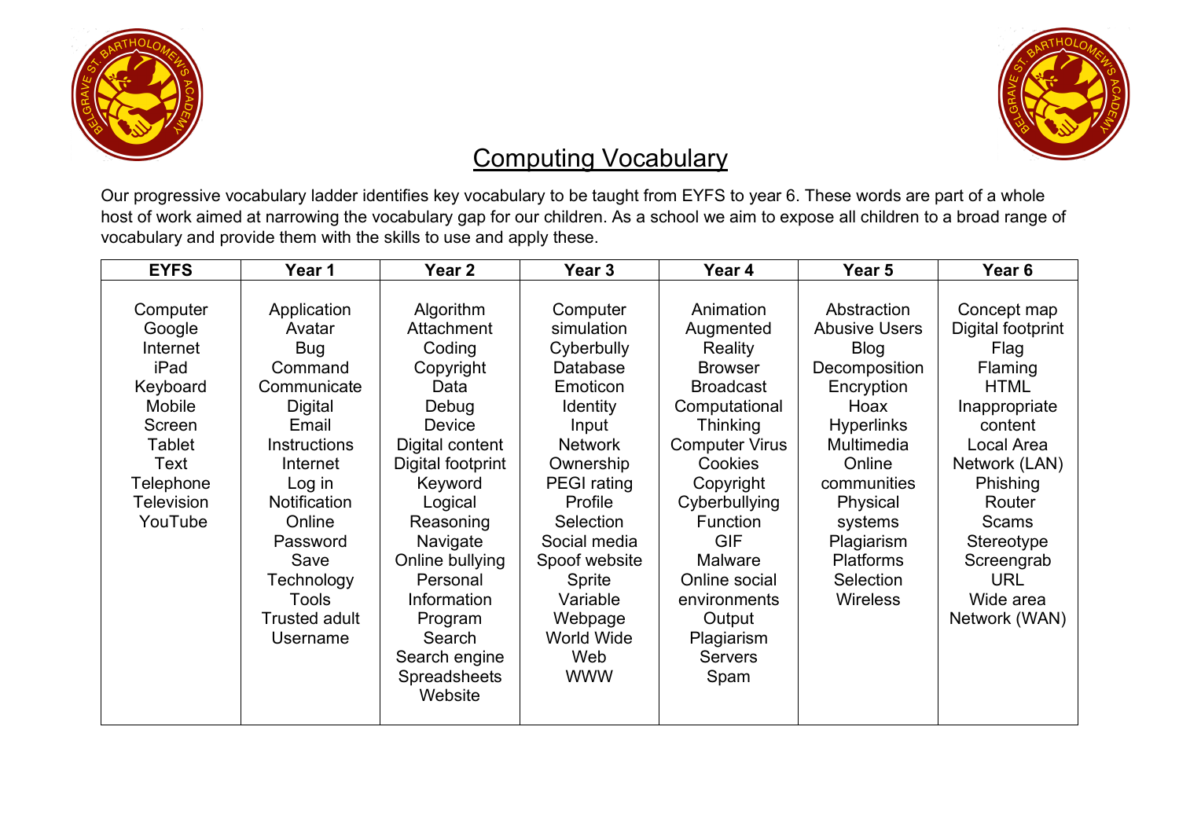# Computing Vocabulary

Our progressive vocabulary ladder identifies key vocabulary to be taught from EYFS to year 6. These words are part of a whole host of work aimed at narrowing the vocabulary gap for our children. As a school we aim to expose all children to a broad range of vocabulary and provide them with the skills to use and apply these.

| EYFS | Year 1 | Year 2 | Year 3 | Year 4 | Year 5 | Year 6 |
|---|---|---|---|---|---|---|
| Computer | Application | Algorithm | Computer simulation | Animation | Abstraction | Concept map |
| Google | Avatar | Attachment | Cyberbully | Augmented Reality | Abusive Users | Digital footprint |
| Internet | Bug | Coding | Database | Browser | Blog | Flag |
| iPad | Command | Copyright | Emoticon | Broadcast | Decomposition | Flaming |
| Keyboard | Communicate | Data | Identity | Computational Thinking | Encryption | HTML |
| Mobile | Digital | Debug | Input | Computer Virus | Hoax | Inappropriate content |
| Screen | Email | Device | Network | Cookies | Hyperlinks | Local Area Network (LAN) |
| Tablet | Instructions | Digital content | Ownership | Copyright | Multimedia | Phishing |
| Text | Internet | Digital footprint | PEGI rating | Cyberbullying | Online communities | Router |
| Telephone | Log in | Keyword | Profile | Function | Physical systems | Scams |
| Television | Notification | Logical Reasoning | Selection | GIF | Plagiarism | Stereotype |
| YouTube | Online | Navigate | Social media | Malware | Platforms | Screengrab |
| | Password | Online bullying | Spoof website | Online social environments | Selection | URL |
| | Save | Personal Information | Sprite | Output | Wireless | Wide area Network (WAN) |
| | Technology | Program | Variable | Plagiarism | | |
| | Tools | Search | Webpage | Servers | | |
| | Trusted adult | Search engine | World Wide Web | Spam | | |
| | Username | Spreadsheets | WWW | | | |
| | | Website | | | | |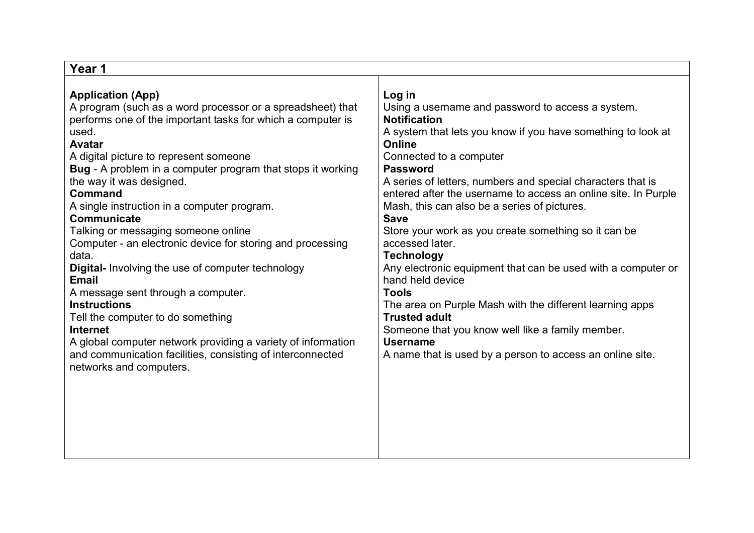## Year 1

**Application (App)**
A program (such as a word processor or a spreadsheet) that performs one of the important tasks for which a computer is used.
**Avatar**
A digital picture to represent someone
**Bug** - A problem in a computer program that stops it working the way it was designed.
**Command**
A single instruction in a computer program.
**Communicate**
Talking or messaging someone online
Computer - an electronic device for storing and processing data.
**Digital-** Involving the use of computer technology
**Email**
A message sent through a computer.
**Instructions**
Tell the computer to do something
**Internet**
A global computer network providing a variety of information and communication facilities, consisting of interconnected networks and computers.

**Log in**
Using a username and password to access a system.
**Notification**
A system that lets you know if you have something to look at
**Online**
Connected to a computer
**Password**
A series of letters, numbers and special characters that is entered after the username to access an online site. In Purple Mash, this can also be a series of pictures.
**Save**
Store your work as you create something so it can be accessed later.
**Technology**
Any electronic equipment that can be used with a computer or hand held device
**Tools**
The area on Purple Mash with the different learning apps
**Trusted adult**
Someone that you know well like a family member.
**Username**
A name that is used by a person to access an online site.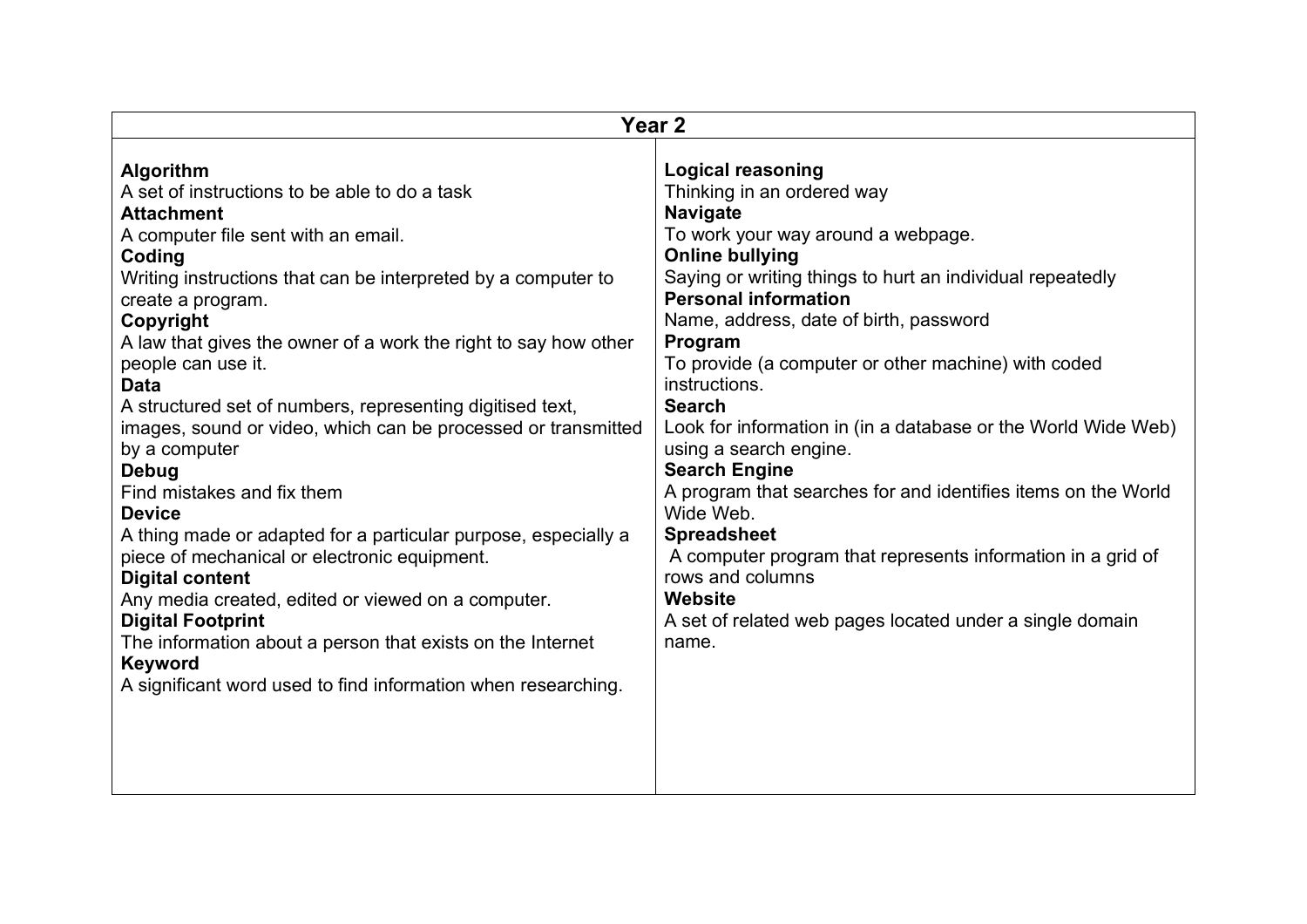## Year 2

**Algorithm**
A set of instructions to be able to do a task

**Attachment**
A computer file sent with an email.

**Coding**
Writing instructions that can be interpreted by a computer to create a program.

**Copyright**
A law that gives the owner of a work the right to say how other people can use it.

**Data**
A structured set of numbers, representing digitised text, images, sound or video, which can be processed or transmitted by a computer

**Debug**
Find mistakes and fix them

**Device**
A thing made or adapted for a particular purpose, especially a piece of mechanical or electronic equipment.

**Digital content**
Any media created, edited or viewed on a computer.

**Digital Footprint**
The information about a person that exists on the Internet

**Keyword**
A significant word used to find information when researching.

**Logical reasoning**
Thinking in an ordered way

**Navigate**
To work your way around a webpage.

**Online bullying**
Saying or writing things to hurt an individual repeatedly

**Personal information**
Name, address, date of birth, password

**Program**
To provide (a computer or other machine) with coded instructions.

**Search**
Look for information in (in a database or the World Wide Web) using a search engine.

**Search Engine**
A program that searches for and identifies items on the World Wide Web.

**Spreadsheet**
A computer program that represents information in a grid of rows and columns

**Website**
A set of related web pages located under a single domain name.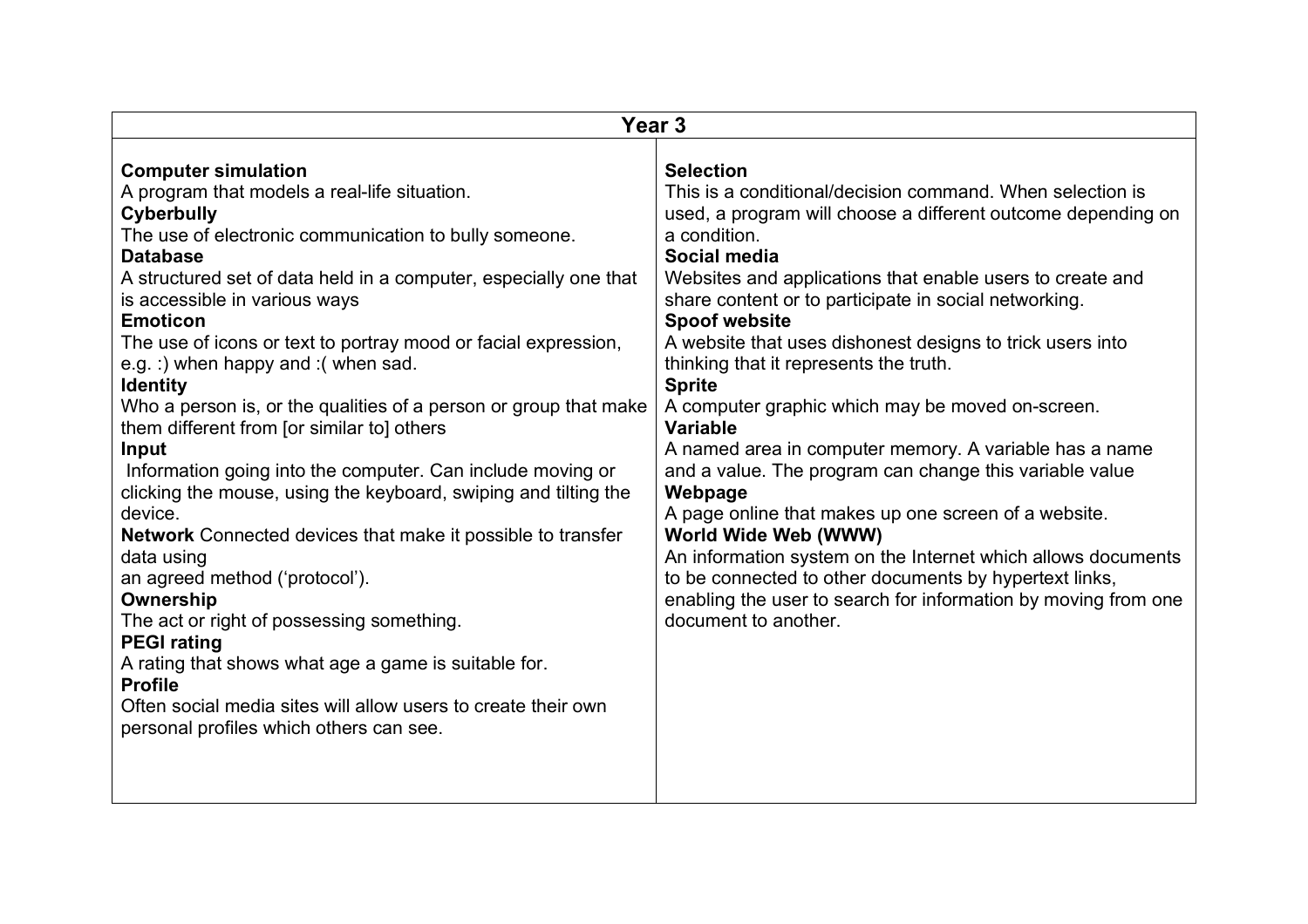## Year 3

**Computer simulation**
A program that models a real-life situation.

**Cyberbully**
The use of electronic communication to bully someone.

**Database**
A structured set of data held in a computer, especially one that is accessible in various ways

**Emoticon**
The use of icons or text to portray mood or facial expression, e.g. :) when happy and :( when sad.

**Identity**
Who a person is, or the qualities of a person or group that make them different from [or similar to] others

**Input**
Information going into the computer. Can include moving or clicking the mouse, using the keyboard, swiping and tilting the device.

**Network** Connected devices that make it possible to transfer data using an agreed method ('protocol').

**Ownership**
The act or right of possessing something.

**PEGI rating**
A rating that shows what age a game is suitable for.

**Profile**
Often social media sites will allow users to create their own personal profiles which others can see.

**Selection**
This is a conditional/decision command. When selection is used, a program will choose a different outcome depending on a condition.

**Social media**
Websites and applications that enable users to create and share content or to participate in social networking.

**Spoof website**
A website that uses dishonest designs to trick users into thinking that it represents the truth.

**Sprite**
A computer graphic which may be moved on-screen.

**Variable**
A named area in computer memory. A variable has a name and a value. The program can change this variable value

**Webpage**
A page online that makes up one screen of a website.

**World Wide Web (WWW)**
An information system on the Internet which allows documents to be connected to other documents by hypertext links, enabling the user to search for information by moving from one document to another.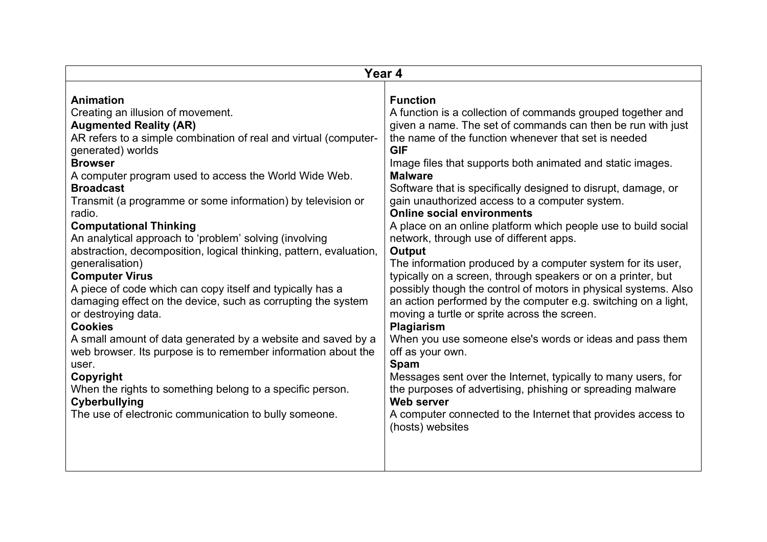## Year 4

**Animation**
Creating an illusion of movement.

**Augmented Reality (AR)**
AR refers to a simple combination of real and virtual (computer-generated) worlds

**Browser**
A computer program used to access the World Wide Web.

**Broadcast**
Transmit (a programme or some information) by television or radio.

**Computational Thinking**
An analytical approach to 'problem' solving (involving abstraction, decomposition, logical thinking, pattern, evaluation, generalisation)

**Computer Virus**
A piece of code which can copy itself and typically has a damaging effect on the device, such as corrupting the system or destroying data.

**Cookies**
A small amount of data generated by a website and saved by a web browser. Its purpose is to remember information about the user.

**Copyright**
When the rights to something belong to a specific person.

**Cyberbullying**
The use of electronic communication to bully someone.

**Function**
A function is a collection of commands grouped together and given a name. The set of commands can then be run with just the name of the function whenever that set is needed

**GIF**
Image files that supports both animated and static images.

**Malware**
Software that is specifically designed to disrupt, damage, or gain unauthorized access to a computer system.

**Online social environments**
A place on an online platform which people use to build social network, through use of different apps.

**Output**
The information produced by a computer system for its user, typically on a screen, through speakers or on a printer, but possibly though the control of motors in physical systems. Also an action performed by the computer e.g. switching on a light, moving a turtle or sprite across the screen.

**Plagiarism**
When you use someone else's words or ideas and pass them off as your own.

**Spam**
Messages sent over the Internet, typically to many users, for the purposes of advertising, phishing or spreading malware

**Web server**
A computer connected to the Internet that provides access to (hosts) websites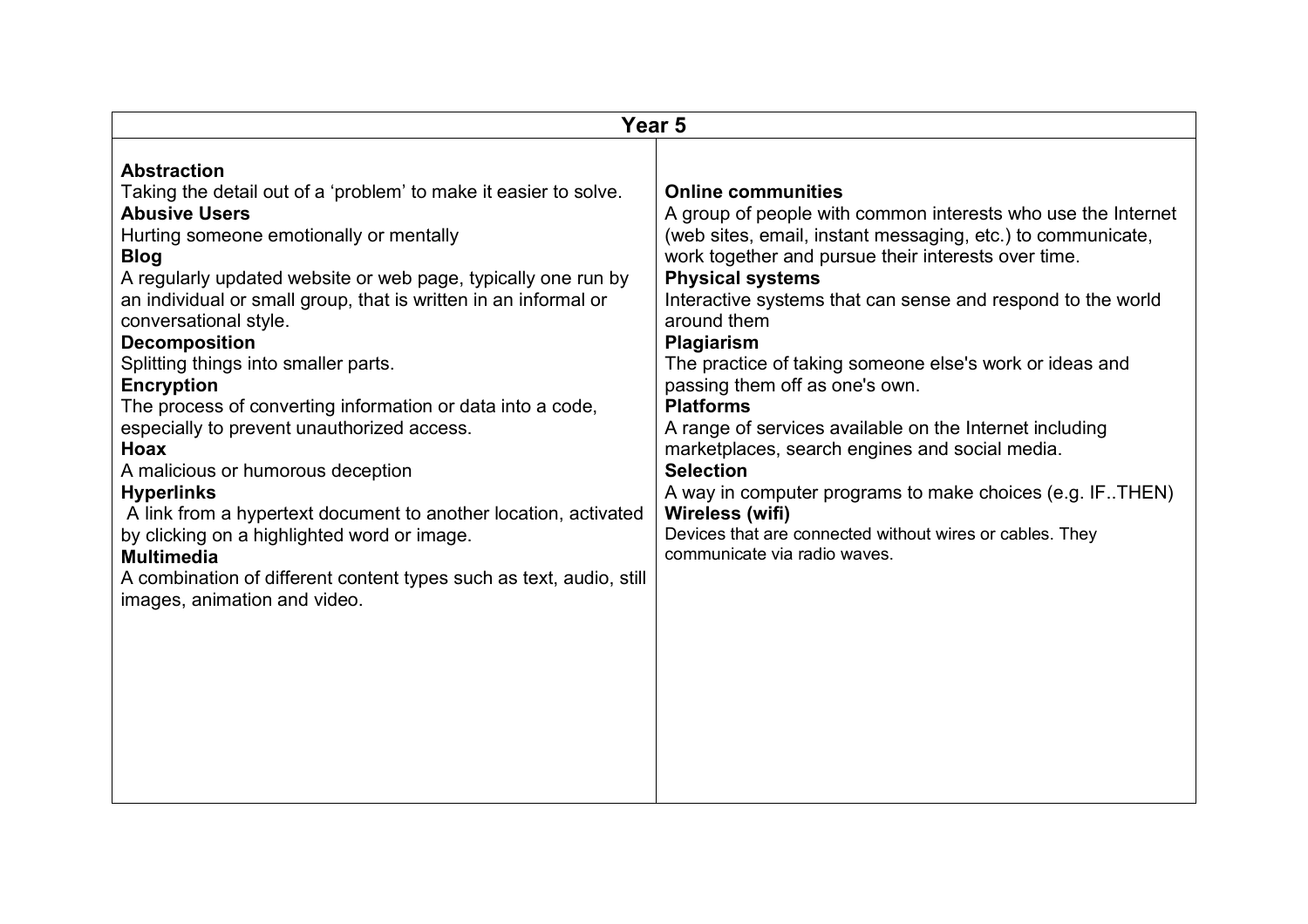## Year 5

**Abstraction**
Taking the detail out of a 'problem' to make it easier to solve.

**Abusive Users**
Hurting someone emotionally or mentally

**Blog**
A regularly updated website or web page, typically one run by an individual or small group, that is written in an informal or conversational style.

**Decomposition**
Splitting things into smaller parts.

**Encryption**
The process of converting information or data into a code, especially to prevent unauthorized access.

**Hoax**
A malicious or humorous deception

**Hyperlinks**
A link from a hypertext document to another location, activated by clicking on a highlighted word or image.

**Multimedia**
A combination of different content types such as text, audio, still images, animation and video.

**Online communities**
A group of people with common interests who use the Internet (web sites, email, instant messaging, etc.) to communicate, work together and pursue their interests over time.

**Physical systems**
Interactive systems that can sense and respond to the world around them

**Plagiarism**
The practice of taking someone else's work or ideas and passing them off as one's own.

**Platforms**
A range of services available on the Internet including marketplaces, search engines and social media.

**Selection**
A way in computer programs to make choices (e.g. IF..THEN)

**Wireless (wifi)**
Devices that are connected without wires or cables. They communicate via radio waves.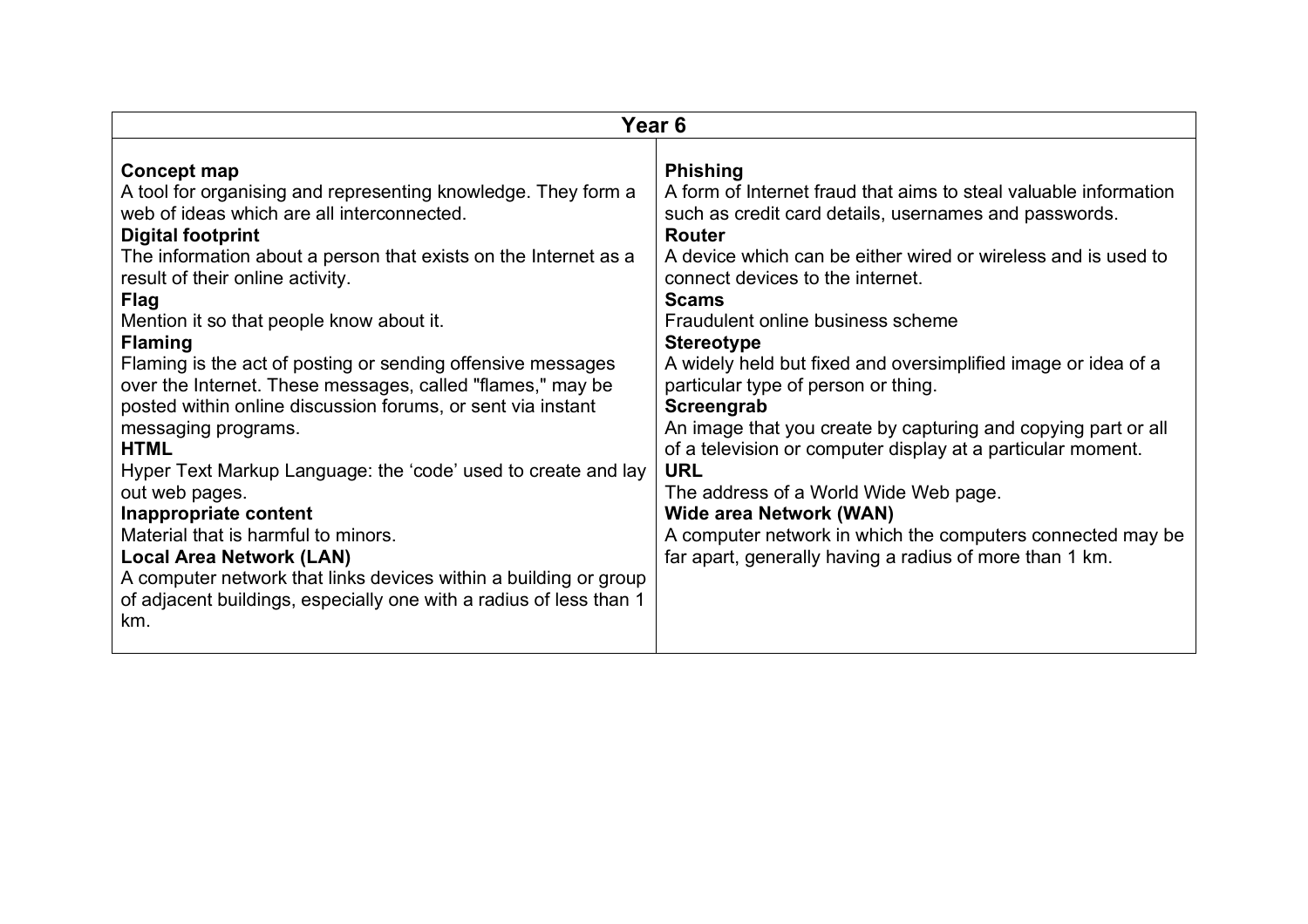| Year 6 | |
|---|---|
| **Concept map**<br>A tool for organising and representing knowledge. They form a web of ideas which are all interconnected.<br>**Digital footprint**<br>The information about a person that exists on the Internet as a result of their online activity.<br>**Flag**<br>Mention it so that people know about it.<br>**Flaming**<br>Flaming is the act of posting or sending offensive messages over the Internet. These messages, called "flames," may be posted within online discussion forums, or sent via instant messaging programs.<br>**HTML**<br>Hyper Text Markup Language: the 'code' used to create and lay out web pages.<br>**Inappropriate content**<br>Material that is harmful to minors.<br>**Local Area Network (LAN)**<br>A computer network that links devices within a building or group of adjacent buildings, especially one with a radius of less than 1 km. | **Phishing**<br>A form of Internet fraud that aims to steal valuable information such as credit card details, usernames and passwords.<br>**Router**<br>A device which can be either wired or wireless and is used to connect devices to the internet.<br>**Scams**<br>Fraudulent online business scheme<br>**Stereotype**<br>A widely held but fixed and oversimplified image or idea of a particular type of person or thing.<br>**Screengrab**<br>An image that you create by capturing and copying part or all of a television or computer display at a particular moment.<br>**URL**<br>The address of a World Wide Web page.<br>**Wide area Network (WAN)**<br>A computer network in which the computers connected may be far apart, generally having a radius of more than 1 km. |